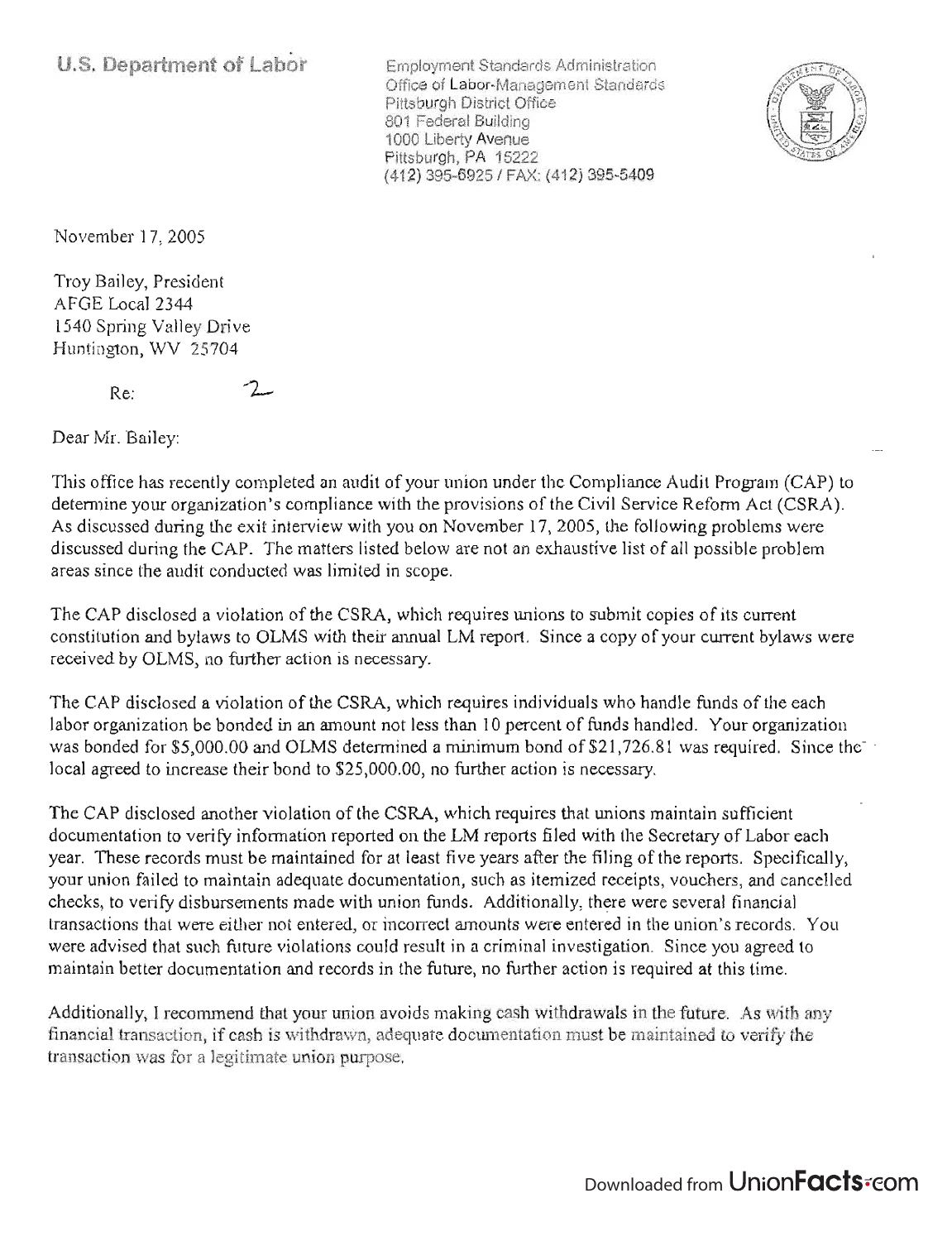**U.S. Department of Labor**

Employment Standards Administration
Office of Labor-Management Standards
Pittsburgh District Office
801 Federal Building
1000 Liberty Avenue
Pittsburgh, PA 15222
(412) 395-6925 / FAX: (412) 395-5409

November 17, 2005

Troy Bailey, President
AFGE Local 2344
1540 Spring Valley Drive
Huntington, WV 25704

Re:

Dear Mr. Bailey:

This office has recently completed an audit of your union under the Compliance Audit Program (CAP) to determine your organization's compliance with the provisions of the Civil Service Reform Act (CSRA). As discussed during the exit interview with you on November 17, 2005, the following problems were discussed during the CAP. The matters listed below are not an exhaustive list of all possible problem areas since the audit conducted was limited in scope.

The CAP disclosed a violation of the CSRA, which requires unions to submit copies of its current constitution and bylaws to OLMS with their annual LM report. Since a copy of your current bylaws were received by OLMS, no further action is necessary.

The CAP disclosed a violation of the CSRA, which requires individuals who handle funds of the each labor organization be bonded in an amount not less than 10 percent of funds handled. Your organization was bonded for $5,000.00 and OLMS determined a minimum bond of $21,726.81 was required. Since the local agreed to increase their bond to $25,000.00, no further action is necessary.

The CAP disclosed another violation of the CSRA, which requires that unions maintain sufficient documentation to verify information reported on the LM reports filed with the Secretary of Labor each year. These records must be maintained for at least five years after the filing of the reports. Specifically, your union failed to maintain adequate documentation, such as itemized receipts, vouchers, and cancelled checks, to verify disbursements made with union funds. Additionally, there were several financial transactions that were either not entered, or incorrect amounts were entered in the union's records. You were advised that such future violations could result in a criminal investigation. Since you agreed to maintain better documentation and records in the future, no further action is required at this time.

Additionally, I recommend that your union avoids making cash withdrawals in the future. As with any financial transaction, if cash is withdrawn, adequate documentation must be maintained to verify the transaction was for a legitimate union purpose.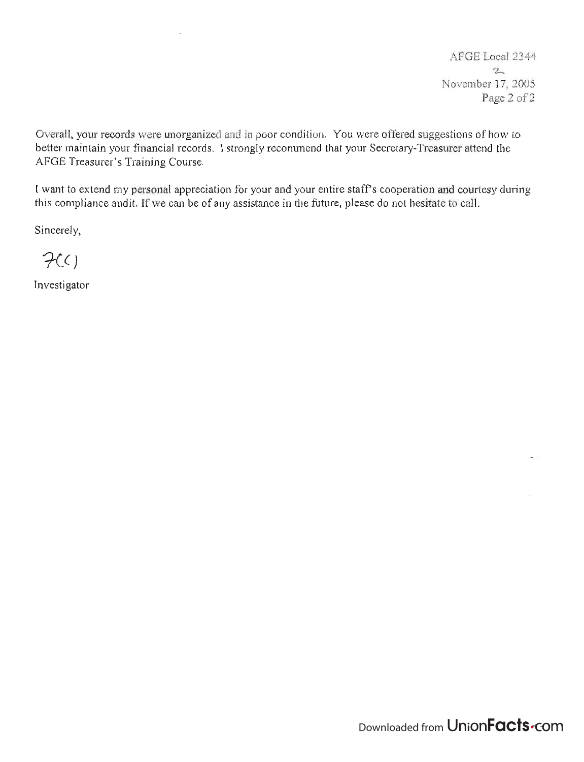AFGE Local 2344
November 17, 2005

Overall, your records were unorganized and in poor condition. You were offered suggestions of how to better maintain your financial records. I strongly recommend that your Secretary-Treasurer attend the AFGE Treasurer's Training Course.

I want to extend my personal appreciation for your and your entire staff's cooperation and courtesy during this compliance audit. If we can be of any assistance in the future, please do not hesitate to call.

Sincerely,

7(C)

Investigator